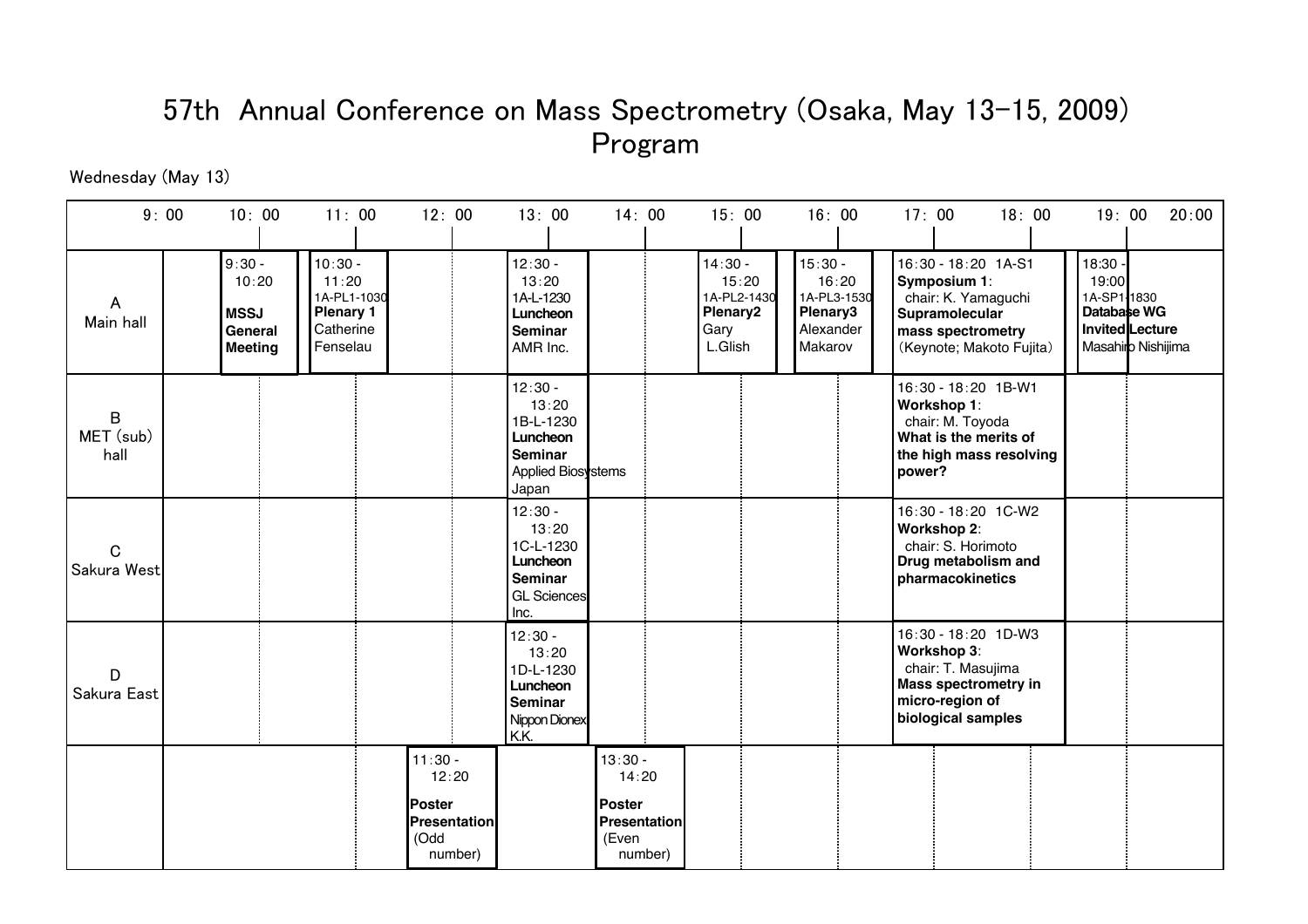# 57th Annual Conference on Mass Spectrometry (Osaka, May 13-15, 2009)
# Program

Wednesday (May 13)

| | 9:00 | 10:00 | 11:00 | 12:00 | 13:00 | 14:00 | 15:00 | 16:00 | 17:00 | 18:00 | 19:00 | 20:00 |
|---|---|---|---|---|---|---|---|---|---|---|---|---|
| A Main hall | | 9:30 - 10:20 **MSSJ General Meeting** | 10:30 - 11:20 1A-PL1-1030 **Plenary 1** Catherine Fenselau | | 12:30 - 13:20 1A-L-1230 **Luncheon Seminar** AMR Inc. | | 14:30 - 15:20 1A-PL2-1430 **Plenary2** Gary L.Glish | 15:30 - 16:20 1A-PL3-1530 **Plenary3** Alexander Makarov | 16:30 - 18:20 1A-S1 **Symposium 1**: chair: K. Yamaguchi **Supramolecular mass spectrometry** (Keynote; Makoto Fujita) | | 18:30 - 19:00 1A-SP1-1830 **Database WG Invited Lecture** Masahiro Nishijima | |
| B MET (sub) hall | | | | | 12:30 - 13:20 1B-L-1230 **Luncheon Seminar** Applied Biosystems Japan | | | | 16:30 - 18:20 1B-W1 **Workshop 1**: chair: M. Toyoda **What is the merits of the high mass resolving power?** | | | |
| C Sakura West | | | | | 12:30 - 13:20 1C-L-1230 **Luncheon Seminar** GL Sciences Inc. | | | | 16:30 - 18:20 1C-W2 **Workshop 2**: chair: S. Horimoto **Drug metabolism and pharmacokinetics** | | | |
| D Sakura East | | | | | 12:30 - 13:20 1D-L-1230 **Luncheon Seminar** Nippon Dionex K.K. | | | | 16:30 - 18:20 1D-W3 **Workshop 3**: chair: T. Masujima **Mass spectrometry in micro-region of biological samples** | | | |
| | | | | 11:30 - 12:20 **Poster Presentation** (Odd number) | | 13:30 - 14:20 **Poster Presentation** (Even number) | | | | | | |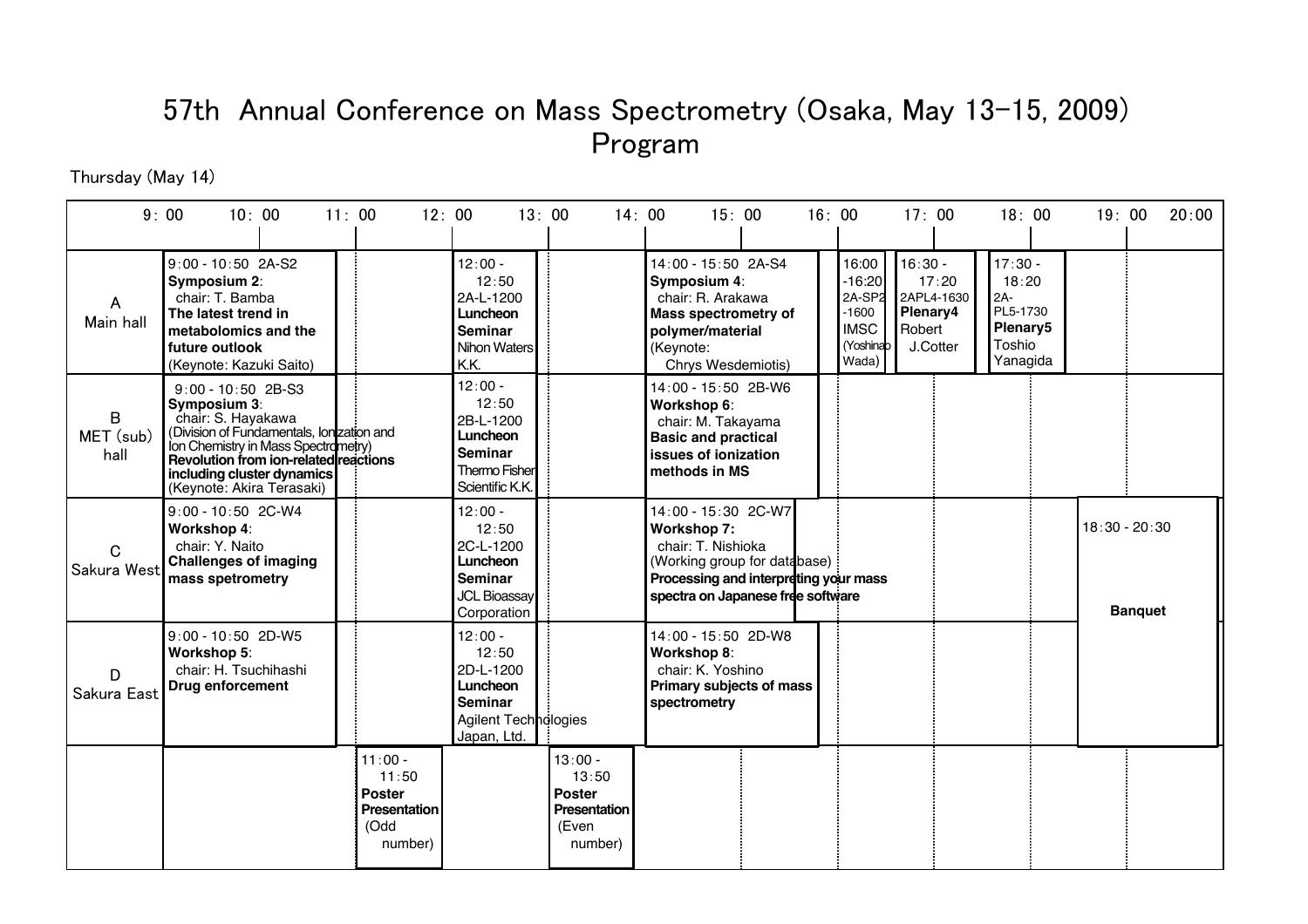# 57th Annual Conference on Mass Spectrometry (Osaka, May 13-15, 2009)
# Program

Thursday (May 14)

| | 9:00 - 11:00 | 11:00 - 12:00 | 12:00 - 13:00 | 13:00 - 14:00 | 14:00 - 16:00 | 16:00 - 16:20 | 16:30 - 17:20 | 17:30 - 18:20 | 18:30 - 20:30 |
|---|---|---|---|---|---|---|---|---|---|
| A Main hall | 9:00 - 10:50 2A-S2 **Symposium 2**: chair: T. Bamba **The latest trend in metabolomics and the future outlook** (Keynote: Kazuki Saito) | | 12:00 - 12:50 2A-L-1200 **Luncheon Seminar** Nihon Waters K.K. | | 14:00 - 15:50 2A-S4 **Symposium 4**: chair: R. Arakawa **Mass spectrometry of polymer/material** (Keynote: Chrys Wesdemiotis) | 16:00 -16:20 2A-SP2-1600 IMSC (Yoshinao Wada) | 16:30 - 17:20 2APL4-1630 **Plenary4** Robert J.Cotter | 17:30 - 18:20 2A-PL5-1730 **Plenary5** Toshio Yanagida | |
| B MET (sub) hall | 9:00 - 10:50 2B-S3 **Symposium 3**: chair: S. Hayakawa (Division of Fundamentals, Ionization and Ion Chemistry in Mass Spectrometry) **Revolution from ion-related reactions including cluster dynamics** (Keynote: Akira Terasaki) | | 12:00 - 12:50 2B-L-1200 **Luncheon Seminar** Thermo Fisher Scientific K.K. | | 14:00 - 15:50 2B-W6 **Workshop 6**: chair: M. Takayama **Basic and practical issues of ionization methods in MS** | | | | |
| C Sakura West | 9:00 - 10:50 2C-W4 **Workshop 4**: chair: Y. Naito **Challenges of imaging mass spetrometry** | | 12:00 - 12:50 2C-L-1200 **Luncheon Seminar** JCL Bioassay Corporation | | 14:00 - 15:30 2C-W7 **Workshop 7:** chair: T. Nishioka (Working group for database) **Processing and interpreting your mass spectra on Japanese free software** | | | | 18:30 - 20:30 **Banquet** |
| D Sakura East | 9:00 - 10:50 2D-W5 **Workshop 5**: chair: H. Tsuchihashi **Drug enforcement** | | 12:00 - 12:50 2D-L-1200 **Luncheon Seminar** Agilent Technologies Japan, Ltd. | | 14:00 - 15:50 2D-W8 **Workshop 8**: chair: K. Yoshino **Primary subjects of mass spectrometry** | | | | |
| | | 11:00 - 11:50 **Poster Presentation** (Odd number) | | 13:00 - 13:50 **Poster Presentation** (Even number) | | | | | |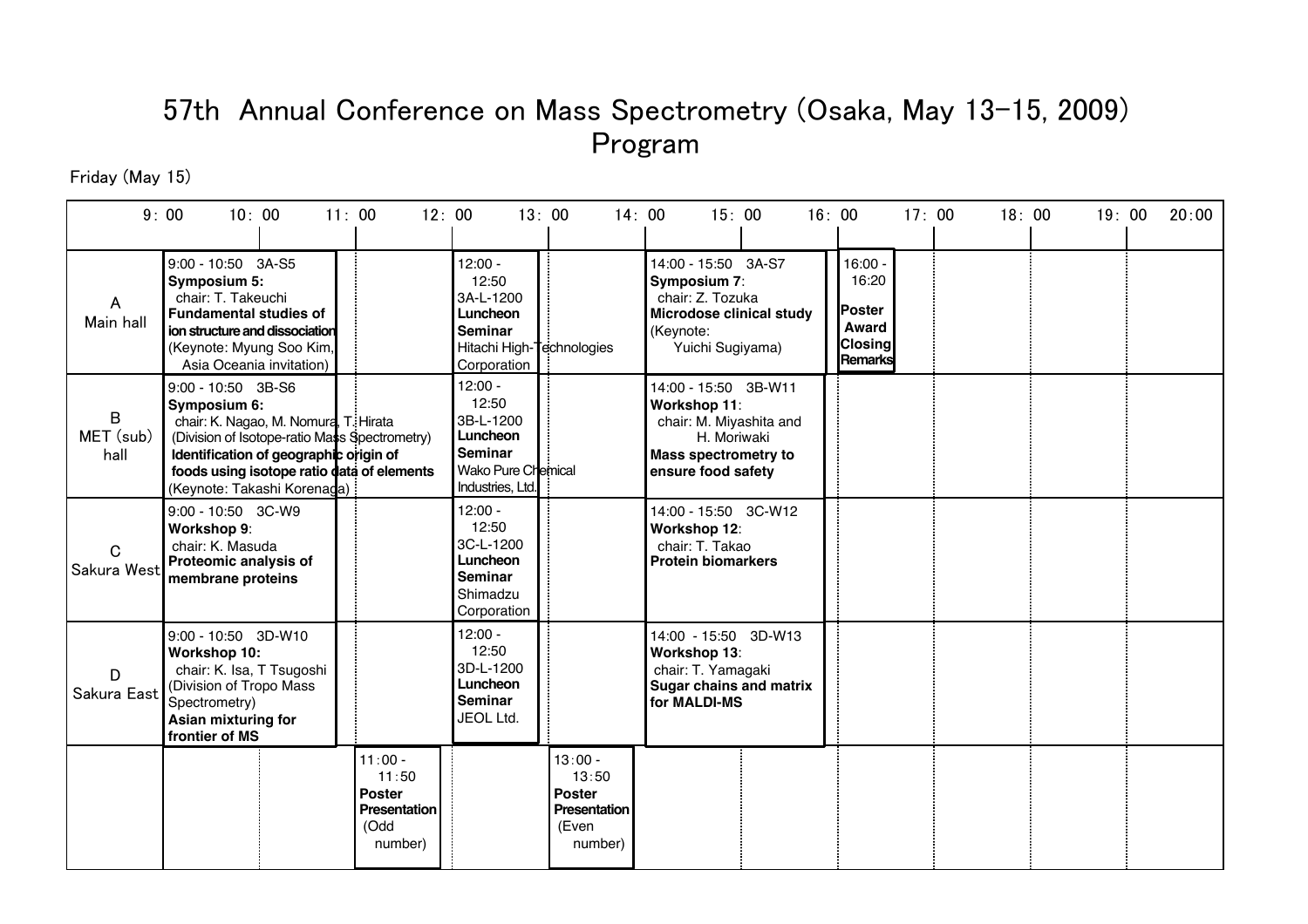# 57th Annual Conference on Mass Spectrometry (Osaka, May 13-15, 2009)
# Program

Friday (May 15)

| | 9:00 – 10:50 | 11:00 – 11:50 | 12:00 – 12:50 | 13:00 – 13:50 | 14:00 – 15:50 | 16:00 – 16:20 |
|---|---|---|---|---|---|---|
| A Main hall | 9:00 - 10:50 3A-S5 **Symposium 5:** chair: T. Takeuchi **Fundamental studies of ion structure and dissociation** (Keynote: Myung Soo Kim, Asia Oceania invitation) | | 12:00 - 12:50 3A-L-1200 **Luncheon Seminar** Hitachi High-Technologies Corporation | | 14:00 - 15:50 3A-S7 **Symposium 7**: chair: Z. Tozuka **Microdose clinical study** (Keynote: Yuichi Sugiyama) | 16:00 - 16:20 **Poster Award Closing Remarks** |
| B MET (sub) hall | 9:00 - 10:50 3B-S6 **Symposium 6:** chair: K. Nagao, M. Nomura, T. Hirata (Division of Isotope-ratio Mass Spectrometry) **Identification of geographic origin of foods using isotope ratio data of elements** (Keynote: Takashi Korenaga) | | 12:00 - 12:50 3B-L-1200 **Luncheon Seminar** Wako Pure Chemical Industries, Ltd. | | 14:00 - 15:50 3B-W11 **Workshop 11**: chair: M. Miyashita and H. Moriwaki **Mass spectrometry to ensure food safety** | |
| C Sakura West | 9:00 - 10:50 3C-W9 **Workshop 9**: chair: K. Masuda **Proteomic analysis of membrane proteins** | | 12:00 - 12:50 3C-L-1200 **Luncheon Seminar** Shimadzu Corporation | | 14:00 - 15:50 3C-W12 **Workshop 12**: chair: T. Takao **Protein biomarkers** | |
| D Sakura East | 9:00 - 10:50 3D-W10 **Workshop 10:** chair: K. Isa, T Tsugoshi (Division of Tropo Mass Spectrometry) **Asian mixturing for frontier of MS** | | 12:00 - 12:50 3D-L-1200 **Luncheon Seminar** JEOL Ltd. | | 14:00 - 15:50 3D-W13 **Workshop 13**: chair: T. Yamagaki **Sugar chains and matrix for MALDI-MS** | |
| | | 11:00 - 11:50 **Poster Presentation** (Odd number) | | 13:00 - 13:50 **Poster Presentation** (Even number) | | |